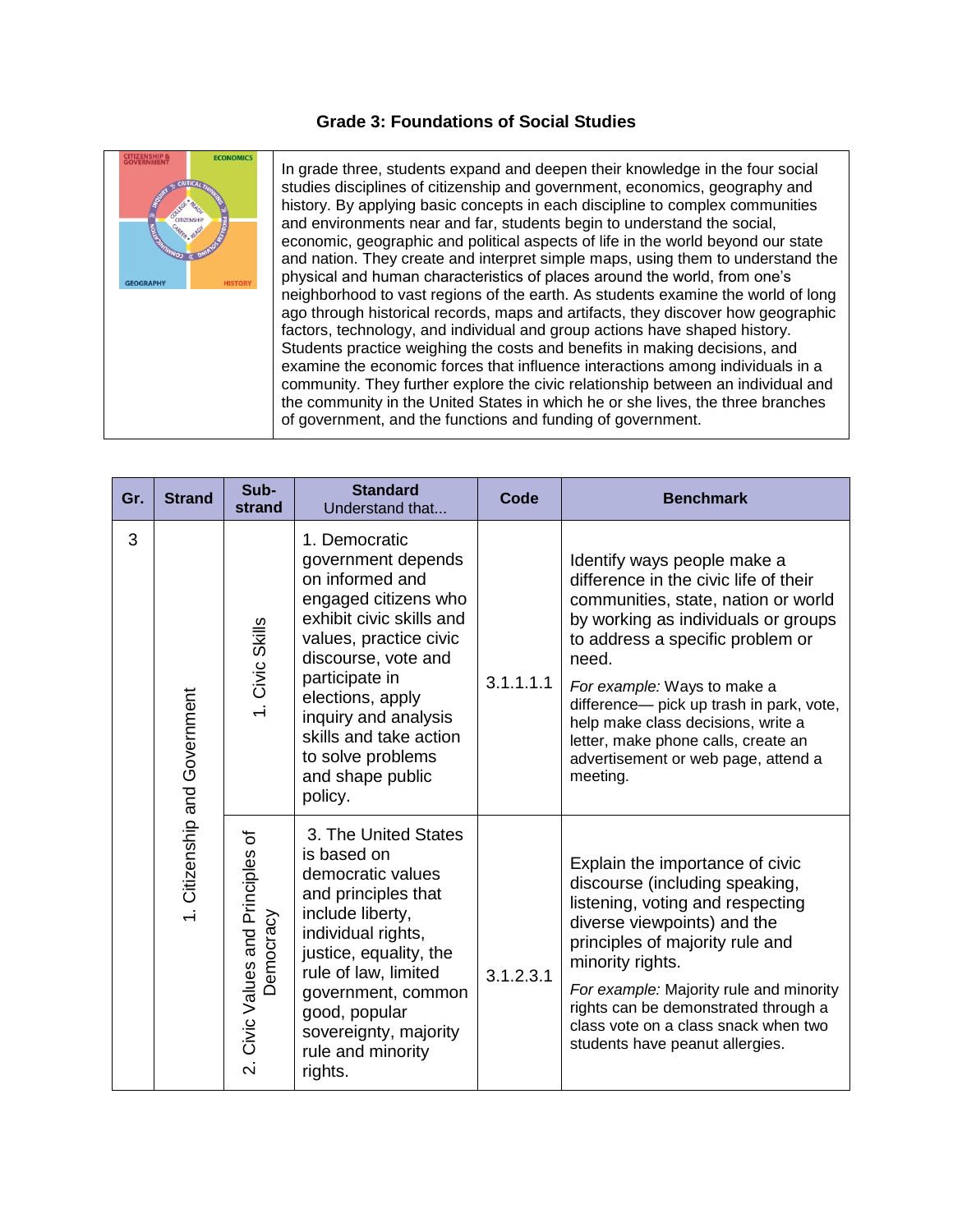# Grade 3: Foundations of Social Studies

In grade three, students expand and deepen their knowledge in the four social studies disciplines of citizenship and government, economics, geography and history. By applying basic concepts in each discipline to complex communities and environments near and far, students begin to understand the social, economic, geographic and political aspects of life in the world beyond our state and nation. They create and interpret simple maps, using them to understand the physical and human characteristics of places around the world, from one's neighborhood to vast regions of the earth. As students examine the world of long ago through historical records, maps and artifacts, they discover how geographic factors, technology, and individual and group actions have shaped history. Students practice weighing the costs and benefits in making decisions, and examine the economic forces that influence interactions among individuals in a community. They further explore the civic relationship between an individual and the community in the United States in which he or she lives, the three branches of government, and the functions and funding of government.

| Gr. | Strand | Sub-strand | Standard Understand that... | Code | Benchmark |
|---|---|---|---|---|---|
| 3 | 1. Citizenship and Government | 1. Civic Skills | 1. Democratic government depends on informed and engaged citizens who exhibit civic skills and values, practice civic discourse, vote and participate in elections, apply inquiry and analysis skills and take action to solve problems and shape public policy. | 3.1.1.1.1 | Identify ways people make a difference in the civic life of their communities, state, nation or world by working as individuals or groups to address a specific problem or need. *For example:* Ways to make a difference— pick up trash in park, vote, help make class decisions, write a letter, make phone calls, create an advertisement or web page, attend a meeting. |
| | | 2. Civic Values and Principles of Democracy | 3. The United States is based on democratic values and principles that include liberty, individual rights, justice, equality, the rule of law, limited government, common good, popular sovereignty, majority rule and minority rights. | 3.1.2.3.1 | Explain the importance of civic discourse (including speaking, listening, voting and respecting diverse viewpoints) and the principles of majority rule and minority rights. *For example:* Majority rule and minority rights can be demonstrated through a class vote on a class snack when two students have peanut allergies. |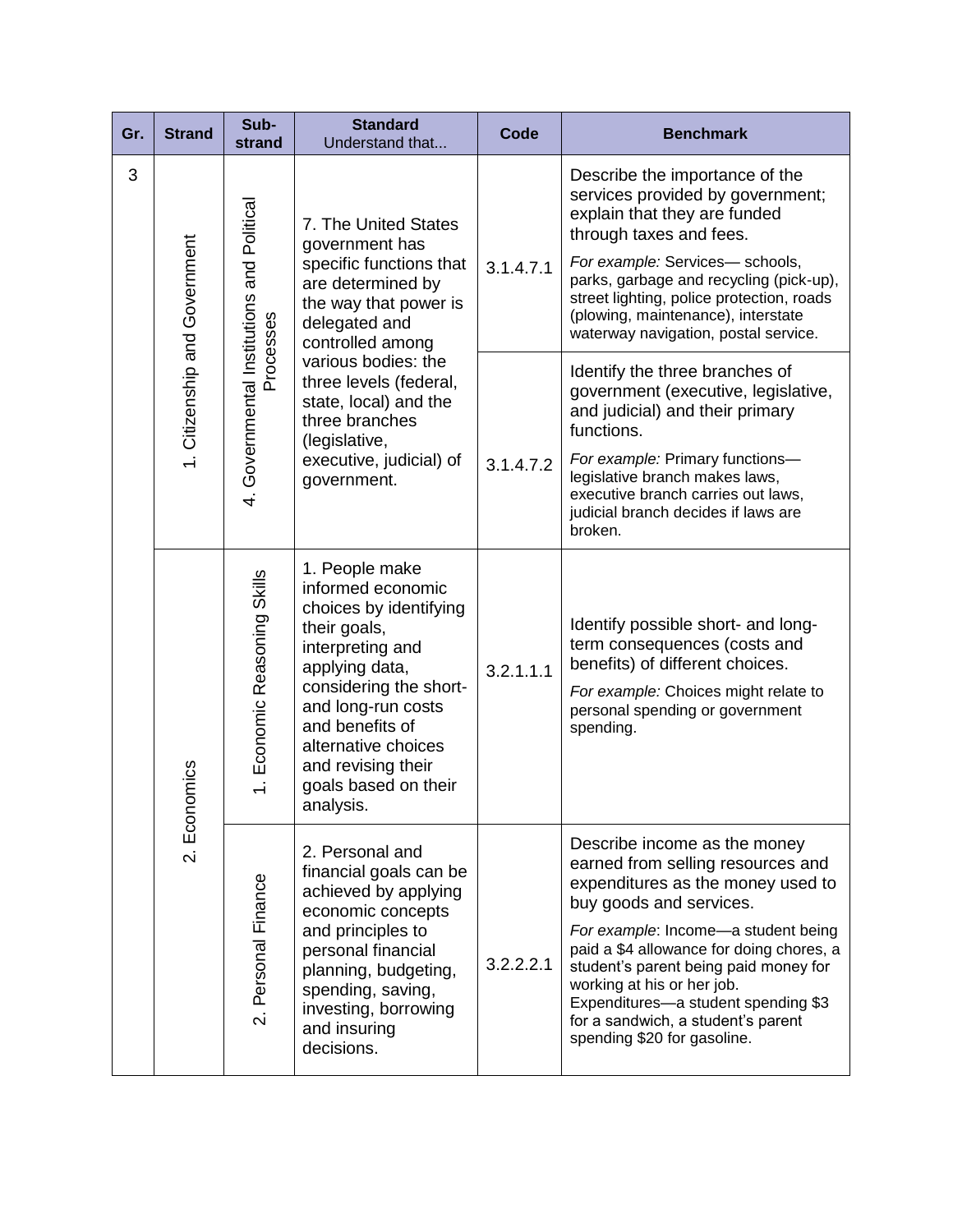| Gr. | Strand | Sub-strand | Standard<br>Understand that... | Code | Benchmark |
|---|---|---|---|---|---|
| 3 | 1. Citizenship and Government | 4. Governmental Institutions and Political Processes | 7. The United States government has specific functions that are determined by the way that power is delegated and controlled among various bodies: the three levels (federal, state, local) and the three branches (legislative, executive, judicial) of government. | 3.1.4.7.1 | Describe the importance of the services provided by government; explain that they are funded through taxes and fees.<br>*For example:* Services— schools, parks, garbage and recycling (pick-up), street lighting, police protection, roads (plowing, maintenance), interstate waterway navigation, postal service. |
| | | | | 3.1.4.7.2 | Identify the three branches of government (executive, legislative, and judicial) and their primary functions.<br>*For example:* Primary functions—legislative branch makes laws, executive branch carries out laws, judicial branch decides if laws are broken. |
| | 2. Economics | 1. Economic Reasoning Skills | 1. People make informed economic choices by identifying their goals, interpreting and applying data, considering the short- and long-run costs and benefits of alternative choices and revising their goals based on their analysis. | 3.2.1.1.1 | Identify possible short- and long-term consequences (costs and benefits) of different choices.<br>*For example:* Choices might relate to personal spending or government spending. |
| | | 2. Personal Finance | 2. Personal and financial goals can be achieved by applying economic concepts and principles to personal financial planning, budgeting, spending, saving, investing, borrowing and insuring decisions. | 3.2.2.2.1 | Describe income as the money earned from selling resources and expenditures as the money used to buy goods and services.<br>*For example*: Income—a student being paid a $4 allowance for doing chores, a student's parent being paid money for working at his or her job. Expenditures—a student spending $3 for a sandwich, a student's parent spending $20 for gasoline. |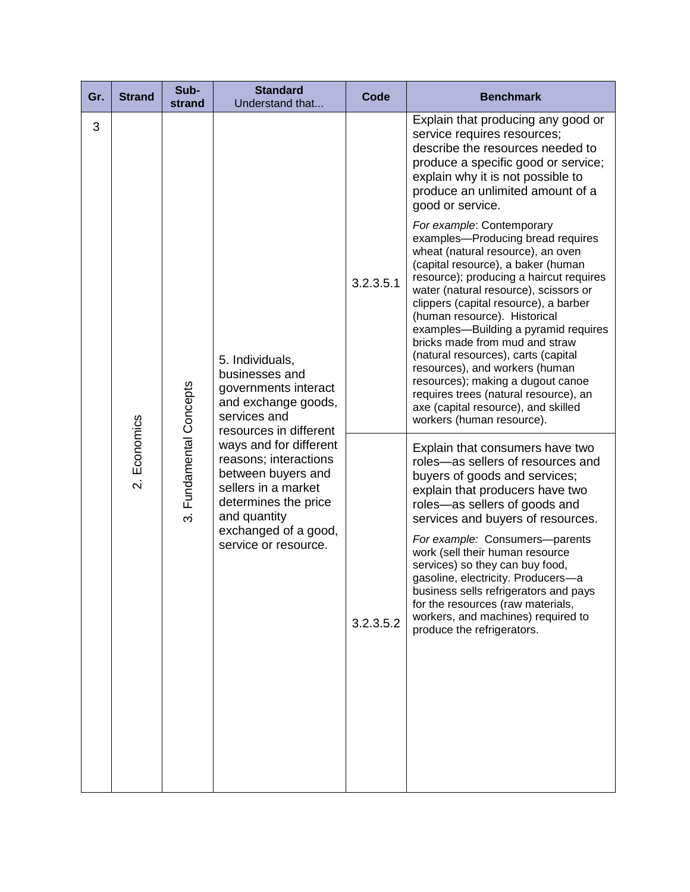| Gr. | Strand | Sub-strand | Standard<br>Understand that... | Code | Benchmark |
|---|---|---|---|---|---|
| 3 | 2. Economics | 3. Fundamental Concepts | 5. Individuals, businesses and governments interact and exchange goods, services and resources in different ways and for different reasons; interactions between buyers and sellers in a market determines the price and quantity exchanged of a good, service or resource. | 3.2.3.5.1 | Explain that producing any good or service requires resources; describe the resources needed to produce a specific good or service; explain why it is not possible to produce an unlimited amount of a good or service.<br><br>*For example*: Contemporary examples—Producing bread requires wheat (natural resource), an oven (capital resource), a baker (human resource); producing a haircut requires water (natural resource), scissors or clippers (capital resource), a barber (human resource). Historical examples—Building a pyramid requires bricks made from mud and straw (natural resources), carts (capital resources), and workers (human resources); making a dugout canoe requires trees (natural resource), an axe (capital resource), and skilled workers (human resource). |
| | | | | 3.2.3.5.2 | Explain that consumers have two roles—as sellers of resources and buyers of goods and services; explain that producers have two roles—as sellers of goods and services and buyers of resources.<br><br>*For example:* Consumers—parents work (sell their human resource services) so they can buy food, gasoline, electricity. Producers—a business sells refrigerators and pays for the resources (raw materials, workers, and machines) required to produce the refrigerators. |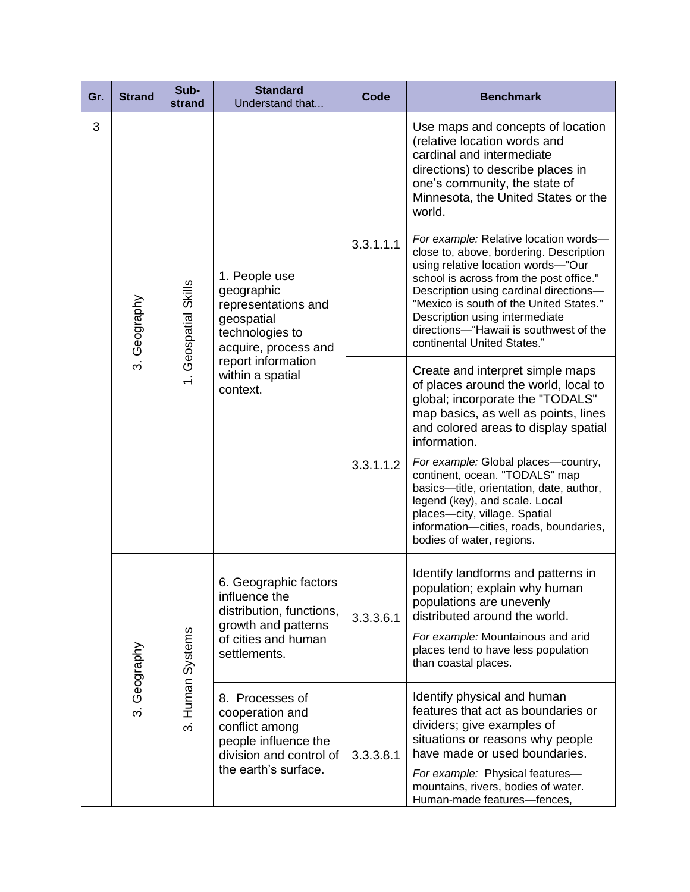| Gr. | Strand | Sub-strand | Standard<br>Understand that... | Code | Benchmark |
|---|---|---|---|---|---|
| 3 | 3. Geography | 1. Geospatial Skills | 1. People use geographic representations and geospatial technologies to acquire, process and report information within a spatial context. | 3.3.1.1.1 | Use maps and concepts of location (relative location words and cardinal and intermediate directions) to describe places in one's community, the state of Minnesota, the United States or the world.<br><br>*For example:* Relative location words—close to, above, bordering. Description using relative location words—"Our school is across from the post office." Description using cardinal directions—"Mexico is south of the United States." Description using intermediate directions—"Hawaii is southwest of the continental United States." |
| | | | | 3.3.1.1.2 | Create and interpret simple maps of places around the world, local to global; incorporate the "TODALS" map basics, as well as points, lines and colored areas to display spatial information.<br><br>*For example:* Global places—country, continent, ocean. "TODALS" map basics—title, orientation, date, author, legend (key), and scale. Local places—city, village. Spatial information—cities, roads, boundaries, bodies of water, regions. |
| | 3. Geography | 3. Human Systems | 6. Geographic factors influence the distribution, functions, growth and patterns of cities and human settlements. | 3.3.3.6.1 | Identify landforms and patterns in population; explain why human populations are unevenly distributed around the world.<br><br>*For example:* Mountainous and arid places tend to have less population than coastal places. |
| | | | 8. Processes of cooperation and conflict among people influence the division and control of the earth's surface. | 3.3.3.8.1 | Identify physical and human features that act as boundaries or dividers; give examples of situations or reasons why people have made or used boundaries.<br><br>*For example:* Physical features—mountains, rivers, bodies of water. Human-made features—fences, |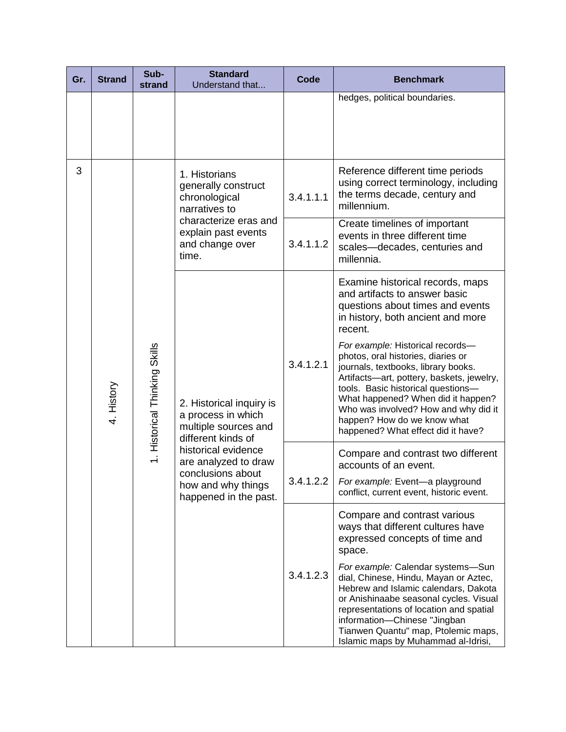| Gr. | Strand | Sub-strand | Standard Understand that... | Code | Benchmark |
|---|---|---|---|---|---|
| | | | | | hedges, political boundaries. |
| 3 | 4. History | 1. Historical Thinking Skills | 1. Historians generally construct chronological narratives to characterize eras and explain past events and change over time. | 3.4.1.1.1 | Reference different time periods using correct terminology, including the terms decade, century and millennium. |
| | | | | 3.4.1.1.2 | Create timelines of important events in three different time scales—decades, centuries and millennia. |
| | | | 2. Historical inquiry is a process in which multiple sources and different kinds of historical evidence are analyzed to draw conclusions about how and why things happened in the past. | 3.4.1.2.1 | Examine historical records, maps and artifacts to answer basic questions about times and events in history, both ancient and more recent. *For example:* Historical records—photos, oral histories, diaries or journals, textbooks, library books. Artifacts—art, pottery, baskets, jewelry, tools. Basic historical questions—What happened? When did it happen? Who was involved? How and why did it happen? How do we know what happened? What effect did it have? |
| | | | | 3.4.1.2.2 | Compare and contrast two different accounts of an event. *For example:* Event—a playground conflict, current event, historic event. |
| | | | | 3.4.1.2.3 | Compare and contrast various ways that different cultures have expressed concepts of time and space. *For example:* Calendar systems—Sun dial, Chinese, Hindu, Mayan or Aztec, Hebrew and Islamic calendars, Dakota or Anishinaabe seasonal cycles. Visual representations of location and spatial information—Chinese "Jingban Tianwen Quantu" map, Ptolemic maps, Islamic maps by Muhammad al-Idrisi, |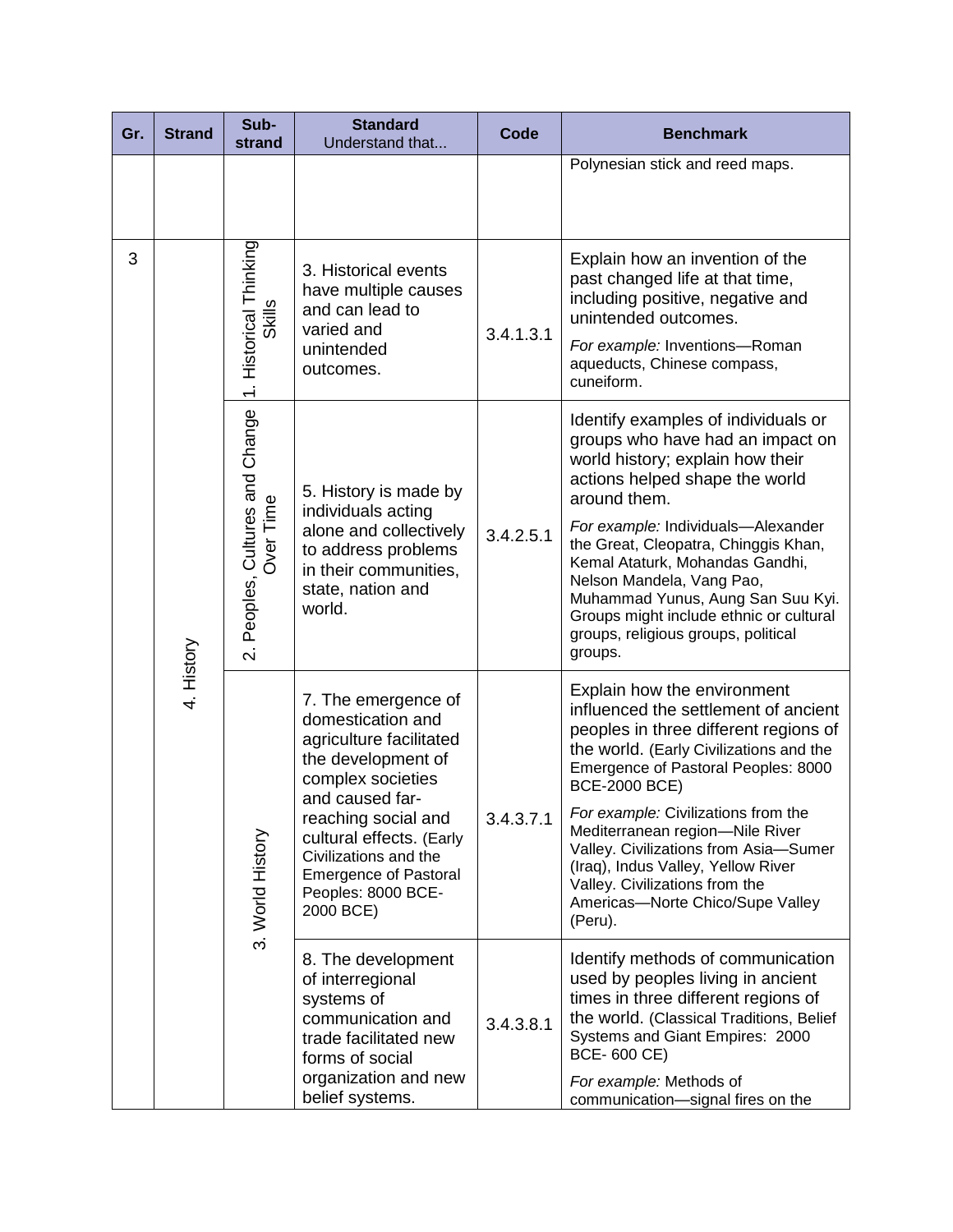| Gr. | Strand | Sub-strand | Standard Understand that... | Code | Benchmark |
|---|---|---|---|---|---|
| | | | | | Polynesian stick and reed maps. |
| 3 | 4. History | 1. Historical Thinking Skills | 3. Historical events have multiple causes and can lead to varied and unintended outcomes. | 3.4.1.3.1 | Explain how an invention of the past changed life at that time, including positive, negative and unintended outcomes. *For example:* Inventions—Roman aqueducts, Chinese compass, cuneiform. |
| | | 2. Peoples, Cultures and Change Over Time | 5. History is made by individuals acting alone and collectively to address problems in their communities, state, nation and world. | 3.4.2.5.1 | Identify examples of individuals or groups who have had an impact on world history; explain how their actions helped shape the world around them. *For example:* Individuals—Alexander the Great, Cleopatra, Chinggis Khan, Kemal Ataturk, Mohandas Gandhi, Nelson Mandela, Vang Pao, Muhammad Yunus, Aung San Suu Kyi. Groups might include ethnic or cultural groups, religious groups, political groups. |
| | | 3. World History | 7. The emergence of domestication and agriculture facilitated the development of complex societies and caused far-reaching social and cultural effects. (Early Civilizations and the Emergence of Pastoral Peoples: 8000 BCE-2000 BCE) | 3.4.3.7.1 | Explain how the environment influenced the settlement of ancient peoples in three different regions of the world. (Early Civilizations and the Emergence of Pastoral Peoples: 8000 BCE-2000 BCE) *For example:* Civilizations from the Mediterranean region—Nile River Valley. Civilizations from Asia—Sumer (Iraq), Indus Valley, Yellow River Valley. Civilizations from the Americas—Norte Chico/Supe Valley (Peru). |
| | | | 8. The development of interregional systems of communication and trade facilitated new forms of social organization and new belief systems. | 3.4.3.8.1 | Identify methods of communication used by peoples living in ancient times in three different regions of the world. (Classical Traditions, Belief Systems and Giant Empires: 2000 BCE- 600 CE) *For example:* Methods of communication—signal fires on the |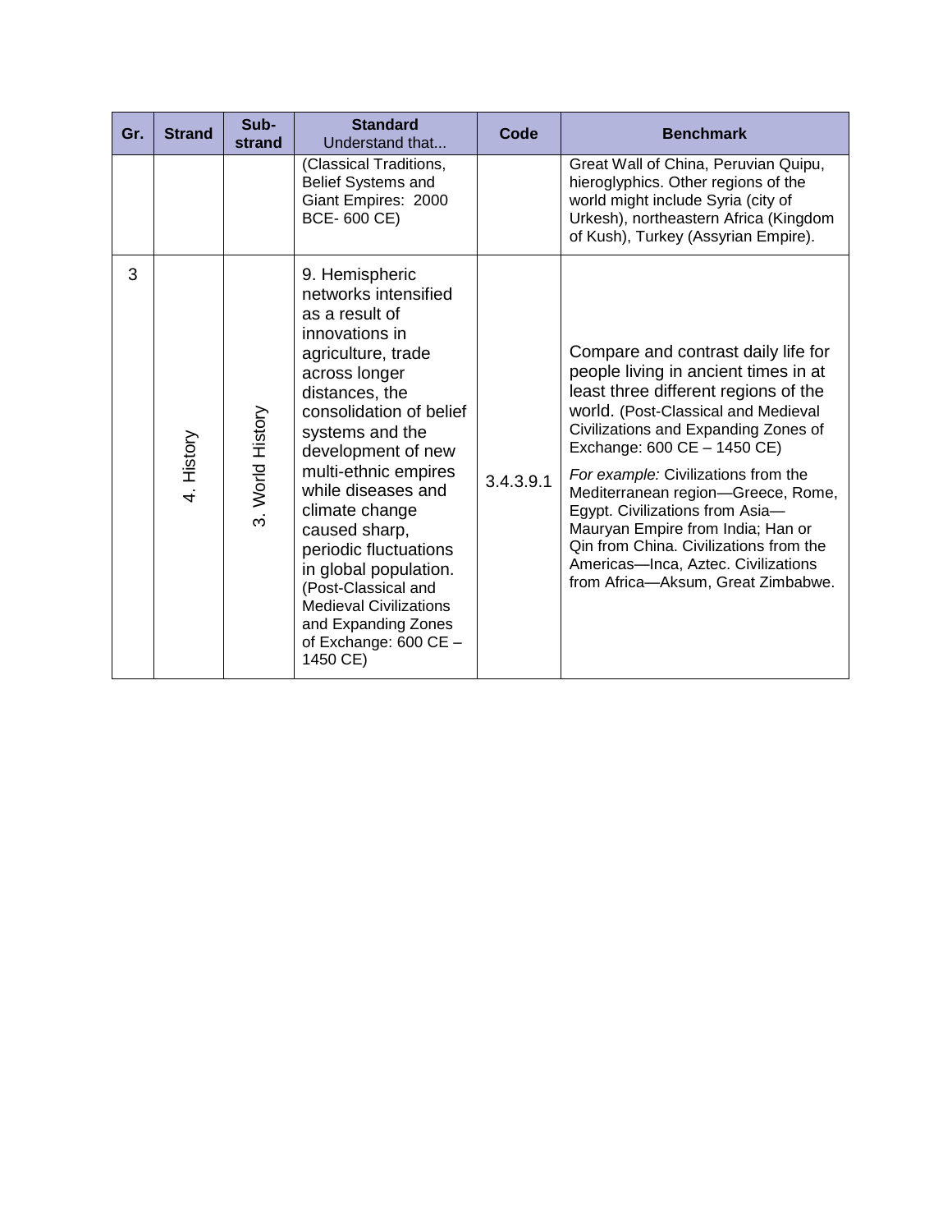| Gr. | Strand | Sub-strand | Standard Understand that... | Code | Benchmark |
|---|---|---|---|---|---|
| | | | (Classical Traditions, Belief Systems and Giant Empires: 2000 BCE- 600 CE) | | Great Wall of China, Peruvian Quipu, hieroglyphics. Other regions of the world might include Syria (city of Urkesh), northeastern Africa (Kingdom of Kush), Turkey (Assyrian Empire). |
| 3 | 4. History | 3. World History | 9. Hemispheric networks intensified as a result of innovations in agriculture, trade across longer distances, the consolidation of belief systems and the development of new multi-ethnic empires while diseases and climate change caused sharp, periodic fluctuations in global population. (Post-Classical and Medieval Civilizations and Expanding Zones of Exchange: 600 CE – 1450 CE) | 3.4.3.9.1 | Compare and contrast daily life for people living in ancient times in at least three different regions of the world. (Post-Classical and Medieval Civilizations and Expanding Zones of Exchange: 600 CE – 1450 CE)<br>*For example:* Civilizations from the Mediterranean region—Greece, Rome, Egypt. Civilizations from Asia—Mauryan Empire from India; Han or Qin from China. Civilizations from the Americas—Inca, Aztec. Civilizations from Africa—Aksum, Great Zimbabwe. |